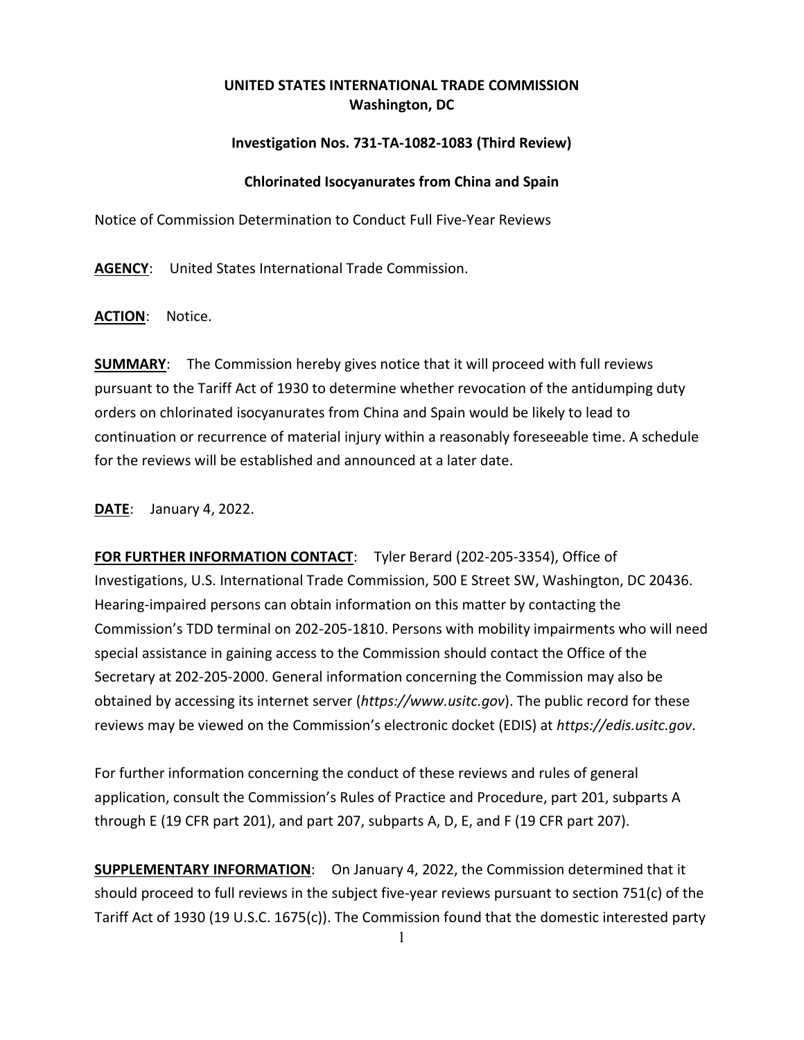**UNITED STATES INTERNATIONAL TRADE COMMISSION**
**Washington, DC**

**Investigation Nos. 731-TA-1082-1083 (Third Review)**

**Chlorinated Isocyanurates from China and Spain**

Notice of Commission Determination to Conduct Full Five-Year Reviews

**AGENCY**: United States International Trade Commission.

**ACTION**: Notice.

**SUMMARY**: The Commission hereby gives notice that it will proceed with full reviews pursuant to the Tariff Act of 1930 to determine whether revocation of the antidumping duty orders on chlorinated isocyanurates from China and Spain would be likely to lead to continuation or recurrence of material injury within a reasonably foreseeable time. A schedule for the reviews will be established and announced at a later date.

**DATE**: January 4, 2022.

**FOR FURTHER INFORMATION CONTACT**: Tyler Berard (202-205-3354), Office of Investigations, U.S. International Trade Commission, 500 E Street SW, Washington, DC 20436. Hearing-impaired persons can obtain information on this matter by contacting the Commission's TDD terminal on 202-205-1810. Persons with mobility impairments who will need special assistance in gaining access to the Commission should contact the Office of the Secretary at 202-205-2000. General information concerning the Commission may also be obtained by accessing its internet server (*https://www.usitc.gov*). The public record for these reviews may be viewed on the Commission's electronic docket (EDIS) at *https://edis.usitc.gov*.

For further information concerning the conduct of these reviews and rules of general application, consult the Commission's Rules of Practice and Procedure, part 201, subparts A through E (19 CFR part 201), and part 207, subparts A, D, E, and F (19 CFR part 207).

**SUPPLEMENTARY INFORMATION**: On January 4, 2022, the Commission determined that it should proceed to full reviews in the subject five-year reviews pursuant to section 751(c) of the Tariff Act of 1930 (19 U.S.C. 1675(c)). The Commission found that the domestic interested party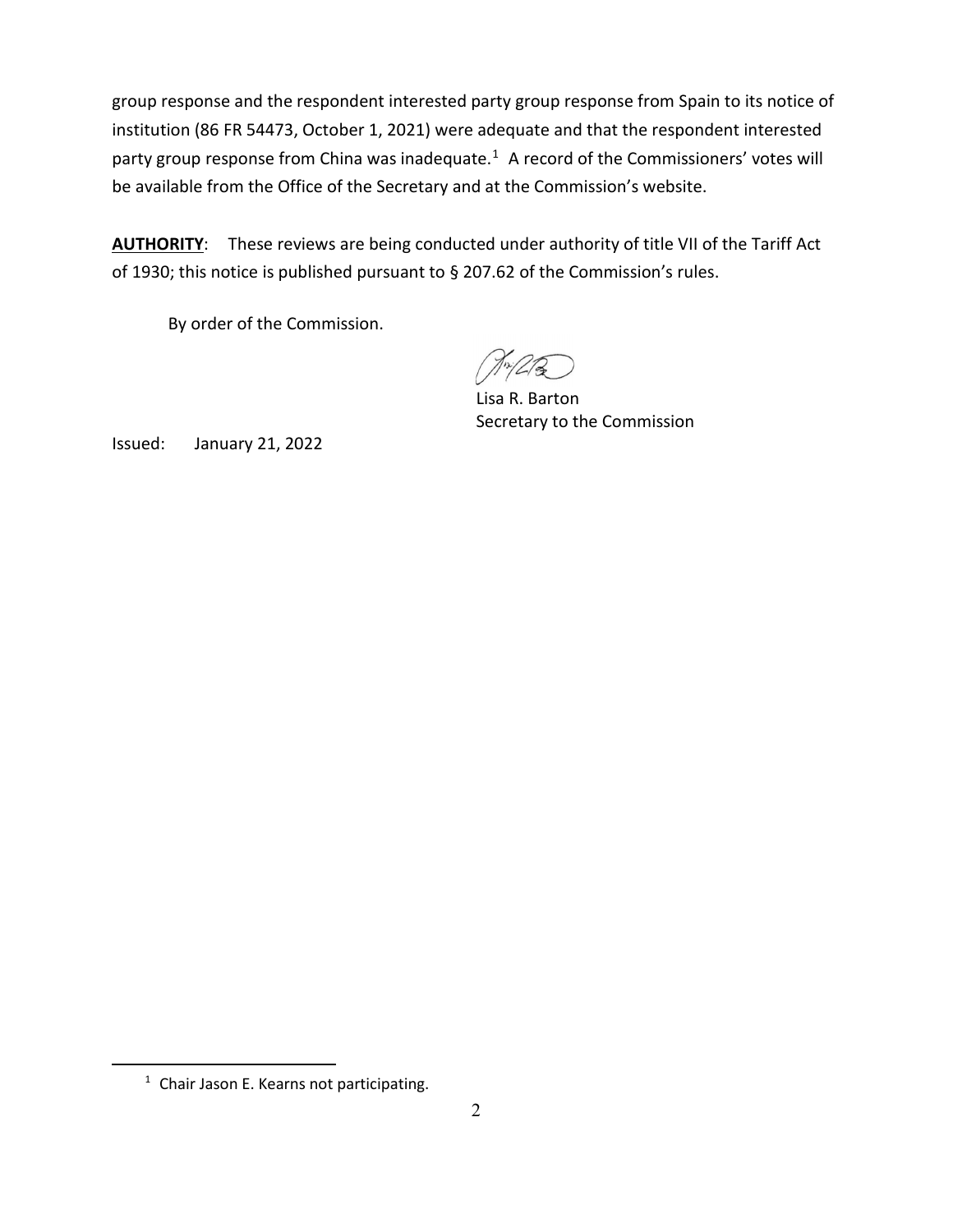group response and the respondent interested party group response from Spain to its notice of institution (86 FR 54473, October 1, 2021) were adequate and that the respondent interested party group response from China was inadequate.[1] A record of the Commissioners' votes will be available from the Office of the Secretary and at the Commission's website.

**AUTHORITY**: These reviews are being conducted under authority of title VII of the Tariff Act of 1930; this notice is published pursuant to § 207.62 of the Commission's rules.

By order of the Commission.

Lisa R. Barton
Secretary to the Commission

Issued: January 21, 2022

[1] Chair Jason E. Kearns not participating.